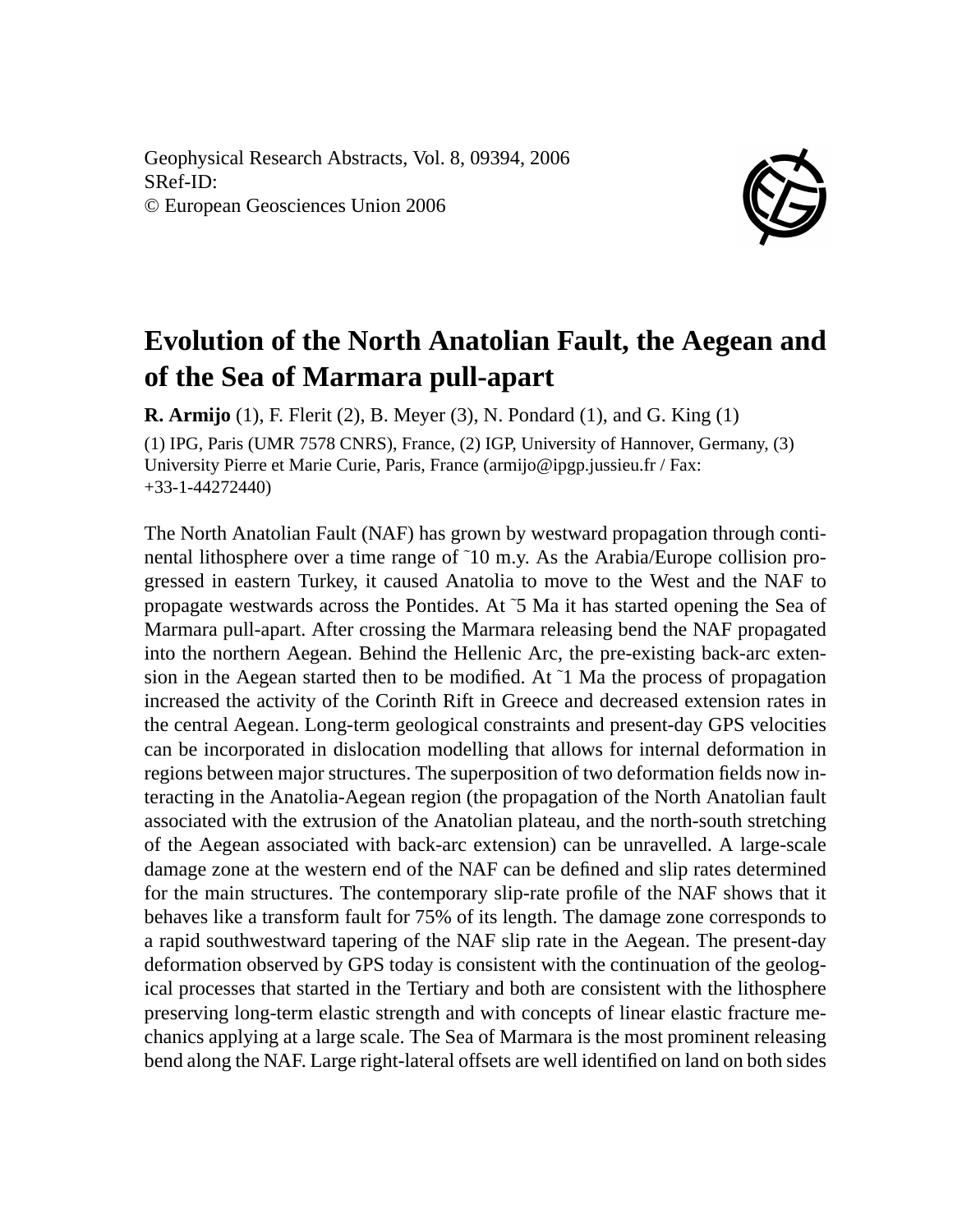Geophysical Research Abstracts, Vol. 8, 09394, 2006
SRef-ID:
© European Geosciences Union 2006

# Evolution of the North Anatolian Fault, the Aegean and of the Sea of Marmara pull-apart

**R. Armijo** (1), F. Flerit (2), B. Meyer (3), N. Pondard (1), and G. King (1)

(1) IPG, Paris (UMR 7578 CNRS), France, (2) IGP, University of Hannover, Germany, (3) University Pierre et Marie Curie, Paris, France (armijo@ipgp.jussieu.fr / Fax: +33-1-44272440)

The North Anatolian Fault (NAF) has grown by westward propagation through continental lithosphere over a time range of ~10 m.y. As the Arabia/Europe collision progressed in eastern Turkey, it caused Anatolia to move to the West and the NAF to propagate westwards across the Pontides. At ~5 Ma it has started opening the Sea of Marmara pull-apart. After crossing the Marmara releasing bend the NAF propagated into the northern Aegean. Behind the Hellenic Arc, the pre-existing back-arc extension in the Aegean started then to be modified. At ~1 Ma the process of propagation increased the activity of the Corinth Rift in Greece and decreased extension rates in the central Aegean. Long-term geological constraints and present-day GPS velocities can be incorporated in dislocation modelling that allows for internal deformation in regions between major structures. The superposition of two deformation fields now interacting in the Anatolia-Aegean region (the propagation of the North Anatolian fault associated with the extrusion of the Anatolian plateau, and the north-south stretching of the Aegean associated with back-arc extension) can be unravelled. A large-scale damage zone at the western end of the NAF can be defined and slip rates determined for the main structures. The contemporary slip-rate profile of the NAF shows that it behaves like a transform fault for 75% of its length. The damage zone corresponds to a rapid southwestward tapering of the NAF slip rate in the Aegean. The present-day deformation observed by GPS today is consistent with the continuation of the geological processes that started in the Tertiary and both are consistent with the lithosphere preserving long-term elastic strength and with concepts of linear elastic fracture mechanics applying at a large scale. The Sea of Marmara is the most prominent releasing bend along the NAF. Large right-lateral offsets are well identified on land on both sides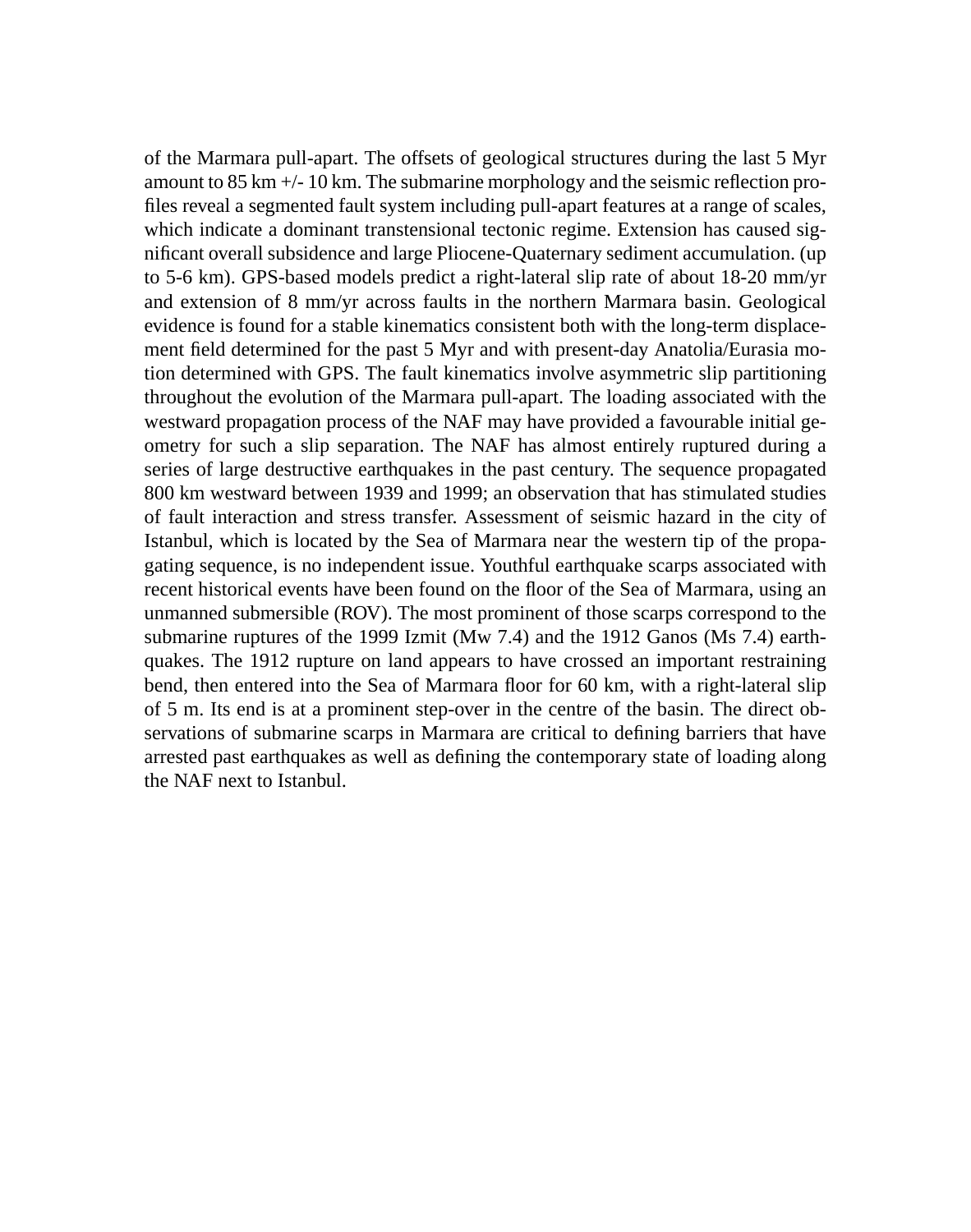of the Marmara pull-apart. The offsets of geological structures during the last 5 Myr amount to 85 km +/- 10 km. The submarine morphology and the seismic reflection profiles reveal a segmented fault system including pull-apart features at a range of scales, which indicate a dominant transtensional tectonic regime. Extension has caused significant overall subsidence and large Pliocene-Quaternary sediment accumulation. (up to 5-6 km). GPS-based models predict a right-lateral slip rate of about 18-20 mm/yr and extension of 8 mm/yr across faults in the northern Marmara basin. Geological evidence is found for a stable kinematics consistent both with the long-term displacement field determined for the past 5 Myr and with present-day Anatolia/Eurasia motion determined with GPS. The fault kinematics involve asymmetric slip partitioning throughout the evolution of the Marmara pull-apart. The loading associated with the westward propagation process of the NAF may have provided a favourable initial geometry for such a slip separation. The NAF has almost entirely ruptured during a series of large destructive earthquakes in the past century. The sequence propagated 800 km westward between 1939 and 1999; an observation that has stimulated studies of fault interaction and stress transfer. Assessment of seismic hazard in the city of Istanbul, which is located by the Sea of Marmara near the western tip of the propagating sequence, is no independent issue. Youthful earthquake scarps associated with recent historical events have been found on the floor of the Sea of Marmara, using an unmanned submersible (ROV). The most prominent of those scarps correspond to the submarine ruptures of the 1999 Izmit (Mw 7.4) and the 1912 Ganos (Ms 7.4) earthquakes. The 1912 rupture on land appears to have crossed an important restraining bend, then entered into the Sea of Marmara floor for 60 km, with a right-lateral slip of 5 m. Its end is at a prominent step-over in the centre of the basin. The direct observations of submarine scarps in Marmara are critical to defining barriers that have arrested past earthquakes as well as defining the contemporary state of loading along the NAF next to Istanbul.